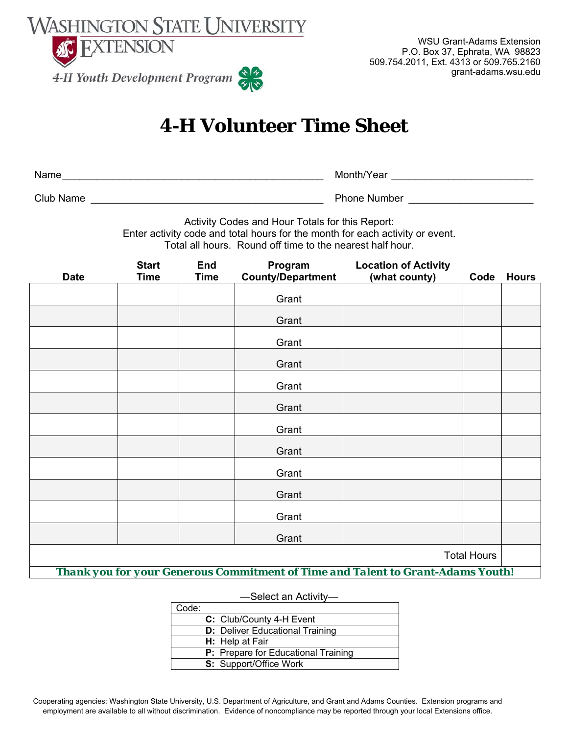WASHINGTON STATE UNIVERSITY
EXTENSION
4-H Youth Development Program

WSU Grant-Adams Extension
P.O. Box 37, Ephrata, WA 98823
509.754.2011, Ext. 4313 or 509.765.2160
grant-adams.wsu.edu

# 4-H Volunteer Time Sheet

Name_____________________________________________ Month/Year ________________________

Club Name ________________________________________ Phone Number ______________________

Activity Codes and Hour Totals for this Report:
Enter activity code and total hours for the month for each activity or event.
Total all hours. Round off time to the nearest half hour.

| Date | Start Time | End Time | Program County/Department | Location of Activity (what county) | Code | Hours |
|---|---|---|---|---|---|---|
| | | | Grant | | | |
| | | | Grant | | | |
| | | | Grant | | | |
| | | | Grant | | | |
| | | | Grant | | | |
| | | | Grant | | | |
| | | | Grant | | | |
| | | | Grant | | | |
| | | | Grant | | | |
| | | | Grant | | | |
| | | | Grant | | | |
| | | | Grant | | | |
| | | | | | Total Hours | |

***Thank you for your Generous Commitment of Time and Talent to Grant-Adams Youth!***

—Select an Activity—

| Code: |
|---|
| **C:** Club/County 4-H Event |
| **D:** Deliver Educational Training |
| **H:** Help at Fair |
| **P:** Prepare for Educational Training |
| **S:** Support/Office Work |

Cooperating agencies: Washington State University, U.S. Department of Agriculture, and Grant and Adams Counties. Extension programs and employment are available to all without discrimination. Evidence of noncompliance may be reported through your local Extensions office.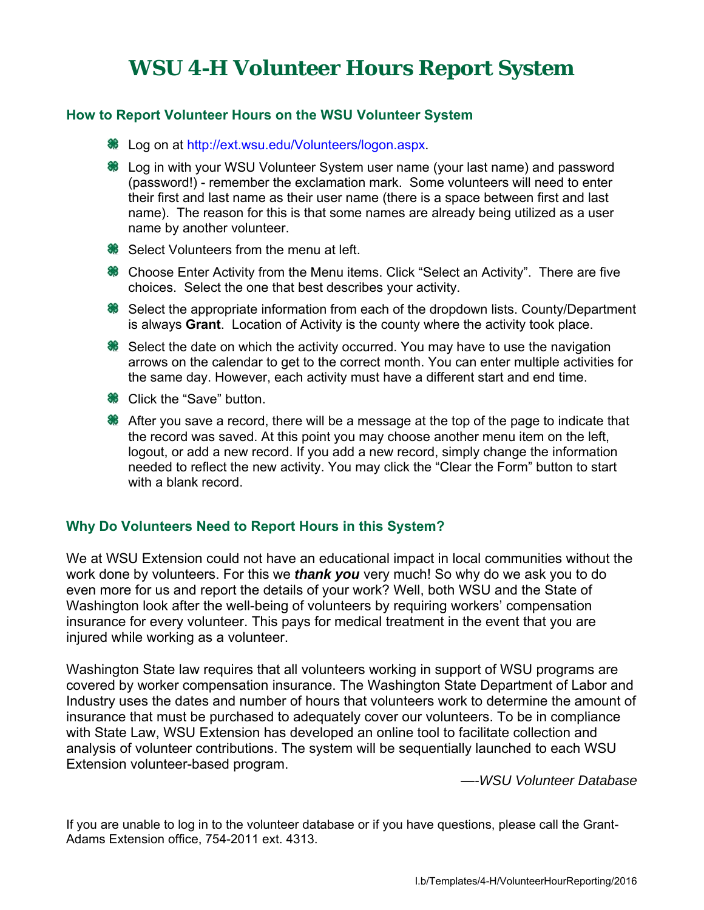# WSU 4-H Volunteer Hours Report System

## How to Report Volunteer Hours on the WSU Volunteer System

- Log on at http://ext.wsu.edu/Volunteers/logon.aspx.
- Log in with your WSU Volunteer System user name (your last name) and password (password!) - remember the exclamation mark. Some volunteers will need to enter their first and last name as their user name (there is a space between first and last name). The reason for this is that some names are already being utilized as a user name by another volunteer.
- Select Volunteers from the menu at left.
- Choose Enter Activity from the Menu items. Click "Select an Activity". There are five choices. Select the one that best describes your activity.
- Select the appropriate information from each of the dropdown lists. County/Department is always **Grant**. Location of Activity is the county where the activity took place.
- Select the date on which the activity occurred. You may have to use the navigation arrows on the calendar to get to the correct month. You can enter multiple activities for the same day. However, each activity must have a different start and end time.
- Click the "Save" button.
- After you save a record, there will be a message at the top of the page to indicate that the record was saved. At this point you may choose another menu item on the left, logout, or add a new record. If you add a new record, simply change the information needed to reflect the new activity. You may click the "Clear the Form" button to start with a blank record.

## Why Do Volunteers Need to Report Hours in this System?

We at WSU Extension could not have an educational impact in local communities without the work done by volunteers. For this we ***thank you*** very much! So why do we ask you to do even more for us and report the details of your work? Well, both WSU and the State of Washington look after the well-being of volunteers by requiring workers' compensation insurance for every volunteer. This pays for medical treatment in the event that you are injured while working as a volunteer.

Washington State law requires that all volunteers working in support of WSU programs are covered by worker compensation insurance. The Washington State Department of Labor and Industry uses the dates and number of hours that volunteers work to determine the amount of insurance that must be purchased to adequately cover our volunteers. To be in compliance with State Law, WSU Extension has developed an online tool to facilitate collection and analysis of volunteer contributions. The system will be sequentially launched to each WSU Extension volunteer-based program.

—-*WSU Volunteer Database*

If you are unable to log in to the volunteer database or if you have questions, please call the Grant-Adams Extension office, 754-2011 ext. 4313.

l.b/Templates/4-H/VolunteerHourReporting/2016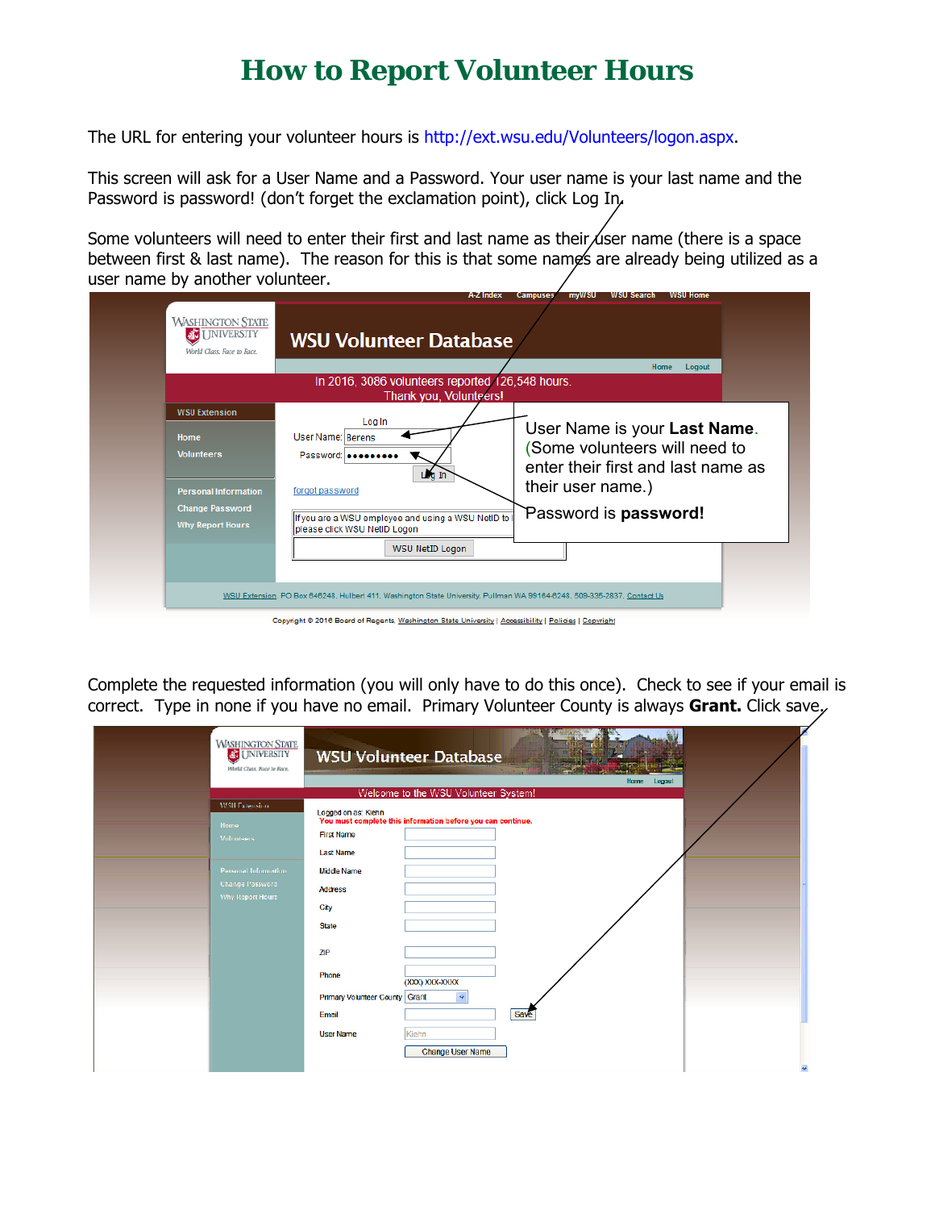# How to Report Volunteer Hours

The URL for entering your volunteer hours is http://ext.wsu.edu/Volunteers/logon.aspx.

This screen will ask for a User Name and a Password. Your user name is your last name and the Password is password! (don't forget the exclamation point), click Log In.

Some volunteers will need to enter their first and last name as their user name (there is a space between first & last name). The reason for this is that some names are already being utilized as a user name by another volunteer.

User Name is your **Last Name**. (Some volunteers will need to enter their first and last name as their user name.)

Password is **password!**

Complete the requested information (you will only have to do this once). Check to see if your email is correct. Type in none if you have no email. Primary Volunteer County is always **Grant.** Click save.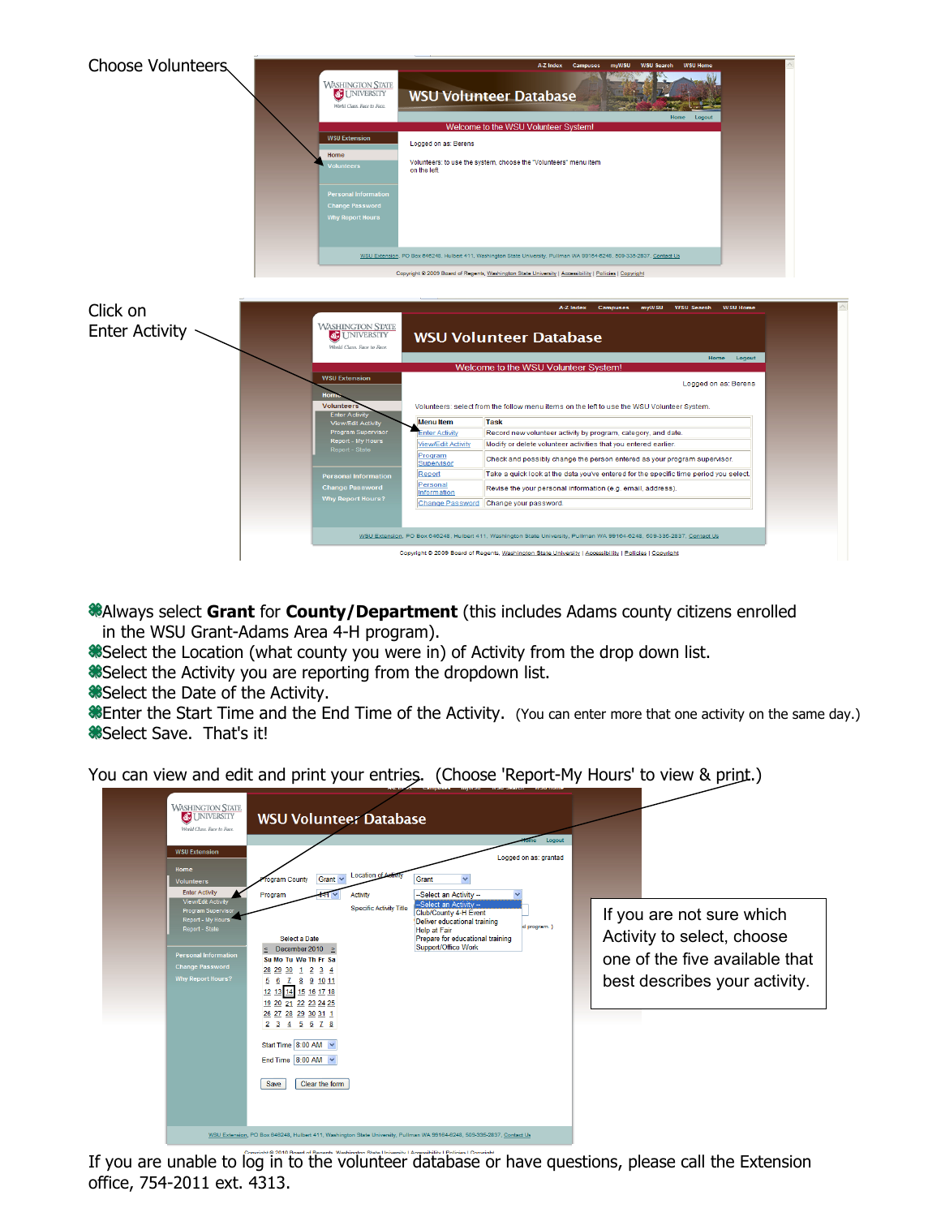Choose Volunteers

Click on
Enter Activity

- Always select **Grant** for **County/Department** (this includes Adams county citizens enrolled in the WSU Grant-Adams Area 4-H program).
- Select the Location (what county you were in) of Activity from the drop down list.
- Select the Activity you are reporting from the dropdown list.
- Select the Date of the Activity.
- Enter the Start Time and the End Time of the Activity. (You can enter more that one activity on the same day.)
- Select Save. That's it!

You can view and edit and print your entries. (Choose 'Report-My Hours' to view & print.)

If you are not sure which Activity to select, choose one of the five available that best describes your activity.

If you are unable to log in to the volunteer database or have questions, please call the Extension office, 754-2011 ext. 4313.